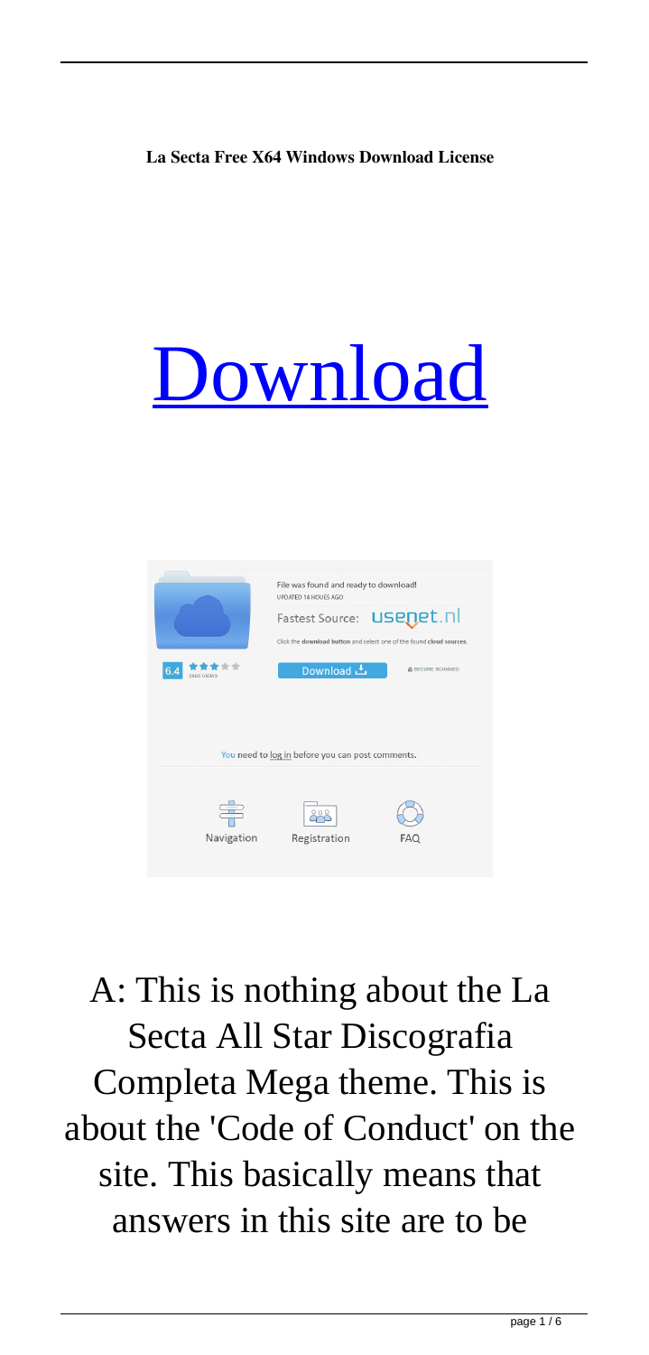**La Secta Free X64 Windows Download License**

# Download

A: This is nothing about the La Secta All Star Discografia Completa Mega theme. This is about the 'Code of Conduct' on the site. This basically means that answers in this site are to be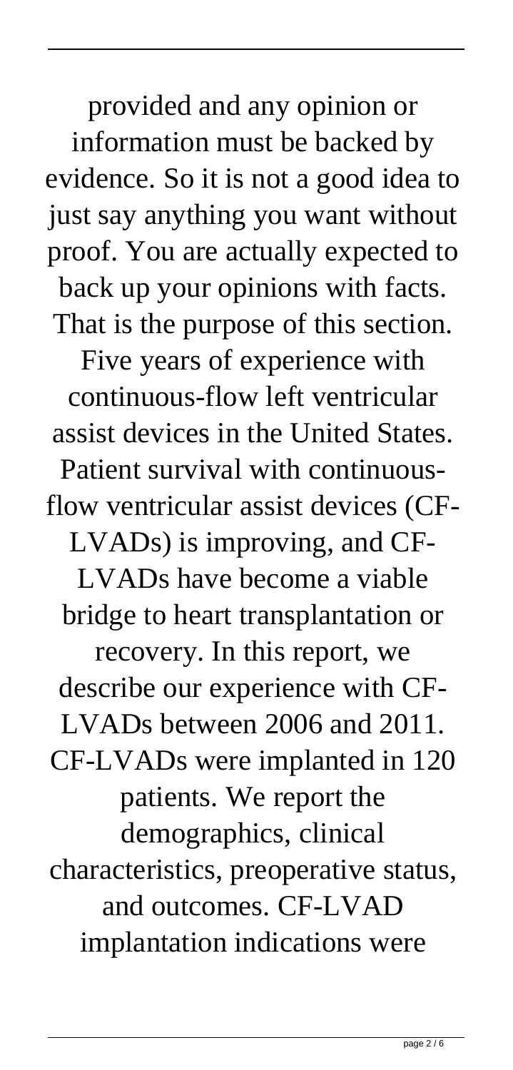provided and any opinion or information must be backed by evidence. So it is not a good idea to just say anything you want without proof. You are actually expected to back up your opinions with facts. That is the purpose of this section. Five years of experience with continuous-flow left ventricular assist devices in the United States. Patient survival with continuous-flow ventricular assist devices (CF-LVADs) is improving, and CF-LVADs have become a viable bridge to heart transplantation or recovery. In this report, we describe our experience with CF-LVADs between 2006 and 2011. CF-LVADs were implanted in 120 patients. We report the demographics, clinical characteristics, preoperative status, and outcomes. CF-LVAD implantation indications were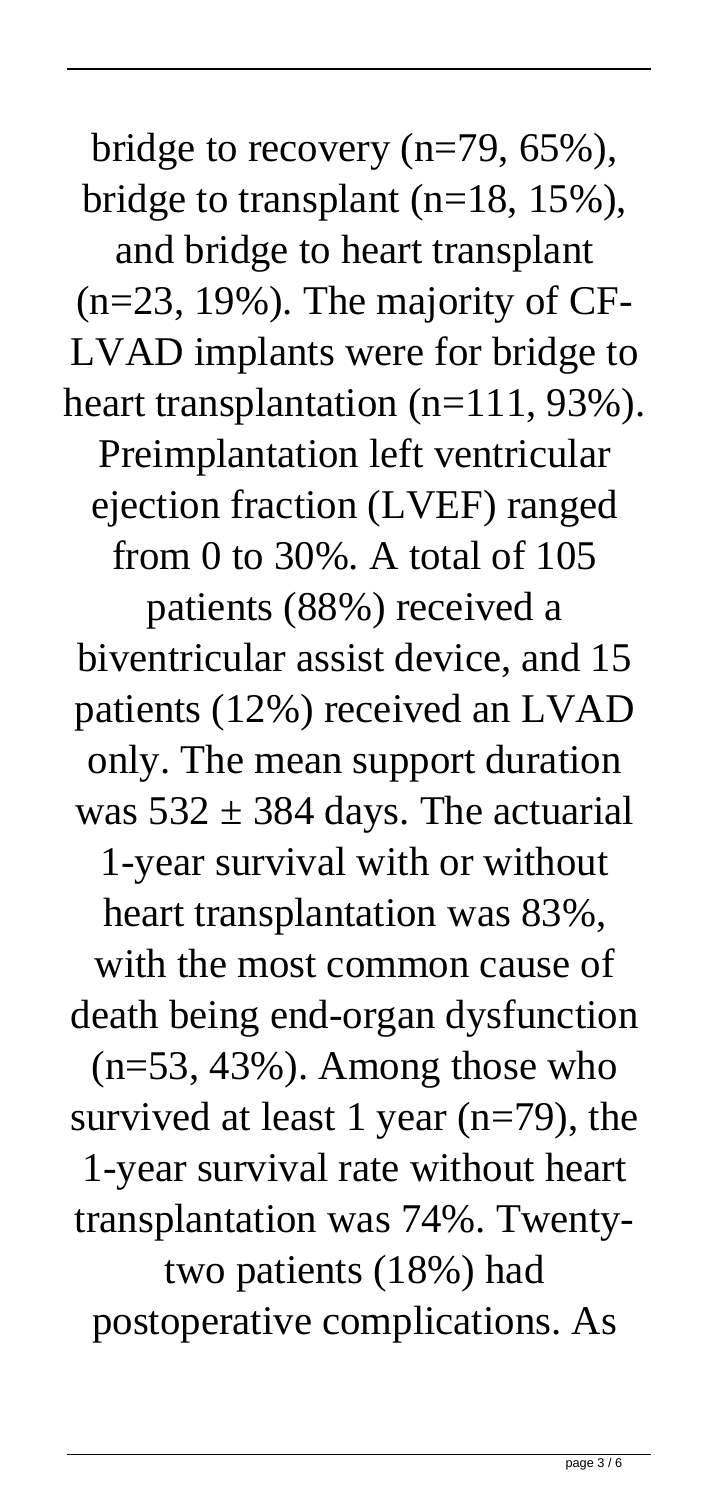bridge to recovery (n=79, 65%), bridge to transplant (n=18, 15%), and bridge to heart transplant (n=23, 19%). The majority of CF-LVAD implants were for bridge to heart transplantation (n=111, 93%). Preimplantation left ventricular ejection fraction (LVEF) ranged from 0 to 30%. A total of 105 patients (88%) received a biventricular assist device, and 15 patients (12%) received an LVAD only. The mean support duration was 532 ± 384 days. The actuarial 1-year survival with or without heart transplantation was 83%, with the most common cause of death being end-organ dysfunction (n=53, 43%). Among those who survived at least 1 year (n=79), the 1-year survival rate without heart transplantation was 74%. Twenty-two patients (18%) had postoperative complications. As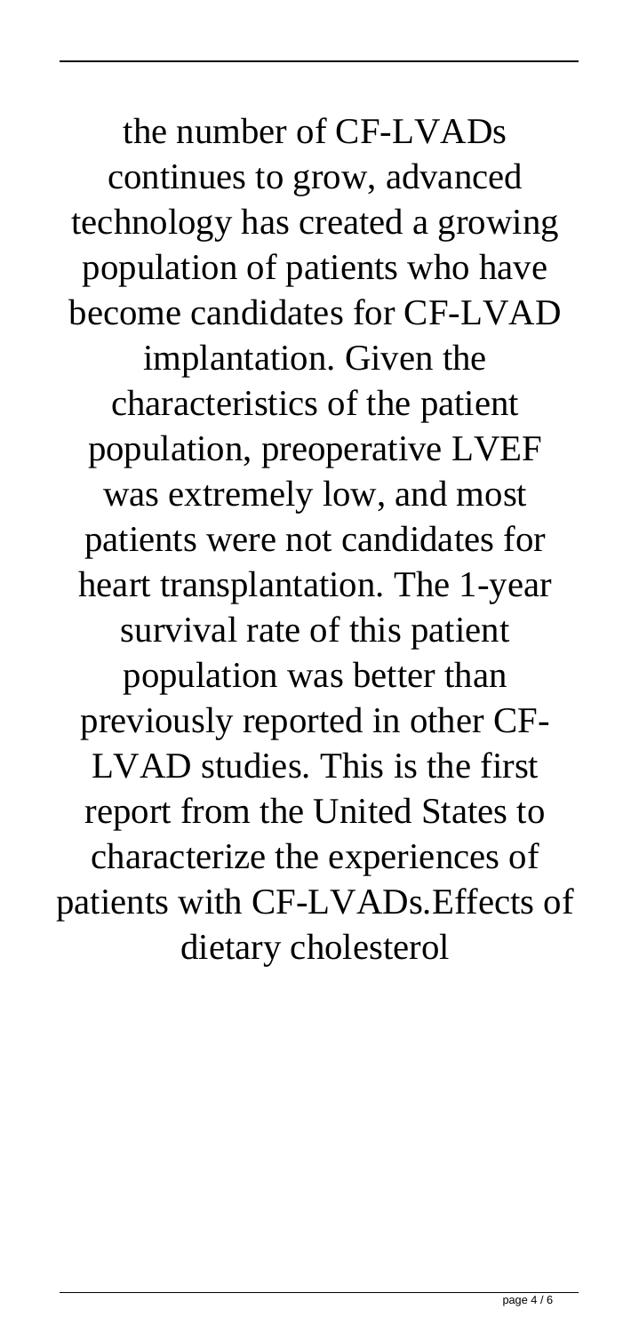the number of CF-LVADs continues to grow, advanced technology has created a growing population of patients who have become candidates for CF-LVAD implantation. Given the characteristics of the patient population, preoperative LVEF was extremely low, and most patients were not candidates for heart transplantation. The 1-year survival rate of this patient population was better than previously reported in other CF-LVAD studies. This is the first report from the United States to characterize the experiences of patients with CF-LVADs.Effects of dietary cholesterol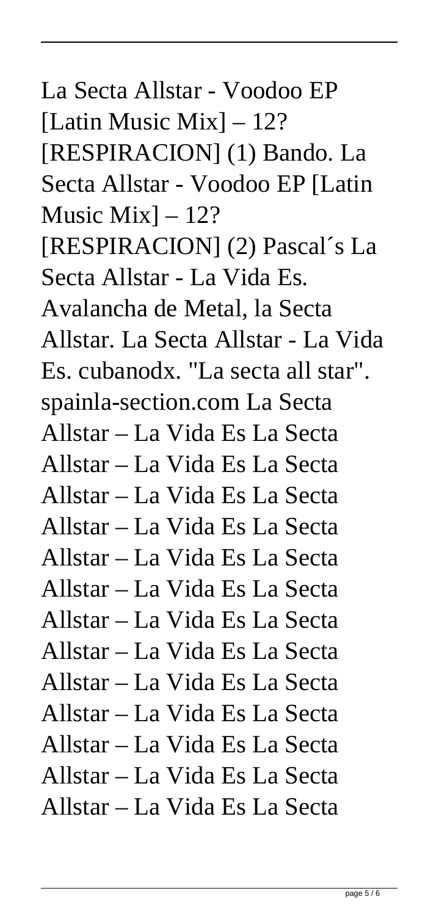La Secta Allstar - Voodoo EP [Latin Music Mix] – 12? [RESPIRACION] (1) Bando. La Secta Allstar - Voodoo EP [Latin Music Mix] – 12? [RESPIRACION] (2) Pascal´s La Secta Allstar - La Vida Es. Avalancha de Metal, la Secta Allstar. La Secta Allstar - La Vida Es. cubanodx. "La secta all star". spainla-section.com La Secta Allstar – La Vida Es La Secta Allstar – La Vida Es La Secta Allstar – La Vida Es La Secta Allstar – La Vida Es La Secta Allstar – La Vida Es La Secta Allstar – La Vida Es La Secta Allstar – La Vida Es La Secta Allstar – La Vida Es La Secta Allstar – La Vida Es La Secta Allstar – La Vida Es La Secta Allstar – La Vida Es La Secta Allstar – La Vida Es La Secta Allstar – La Vida Es La Secta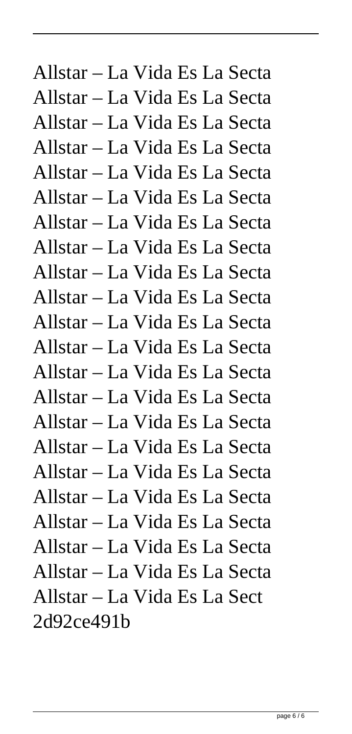Allstar – La Vida Es La Secta
Allstar – La Vida Es La Secta
Allstar – La Vida Es La Secta
Allstar – La Vida Es La Secta
Allstar – La Vida Es La Secta
Allstar – La Vida Es La Secta
Allstar – La Vida Es La Secta
Allstar – La Vida Es La Secta
Allstar – La Vida Es La Secta
Allstar – La Vida Es La Secta
Allstar – La Vida Es La Secta
Allstar – La Vida Es La Secta
Allstar – La Vida Es La Secta
Allstar – La Vida Es La Secta
Allstar – La Vida Es La Secta
Allstar – La Vida Es La Secta
Allstar – La Vida Es La Secta
Allstar – La Vida Es La Secta
Allstar – La Vida Es La Secta
Allstar – La Vida Es La Secta
Allstar – La Vida Es La Secta
Allstar – La Vida Es La Sect
2d92ce491b